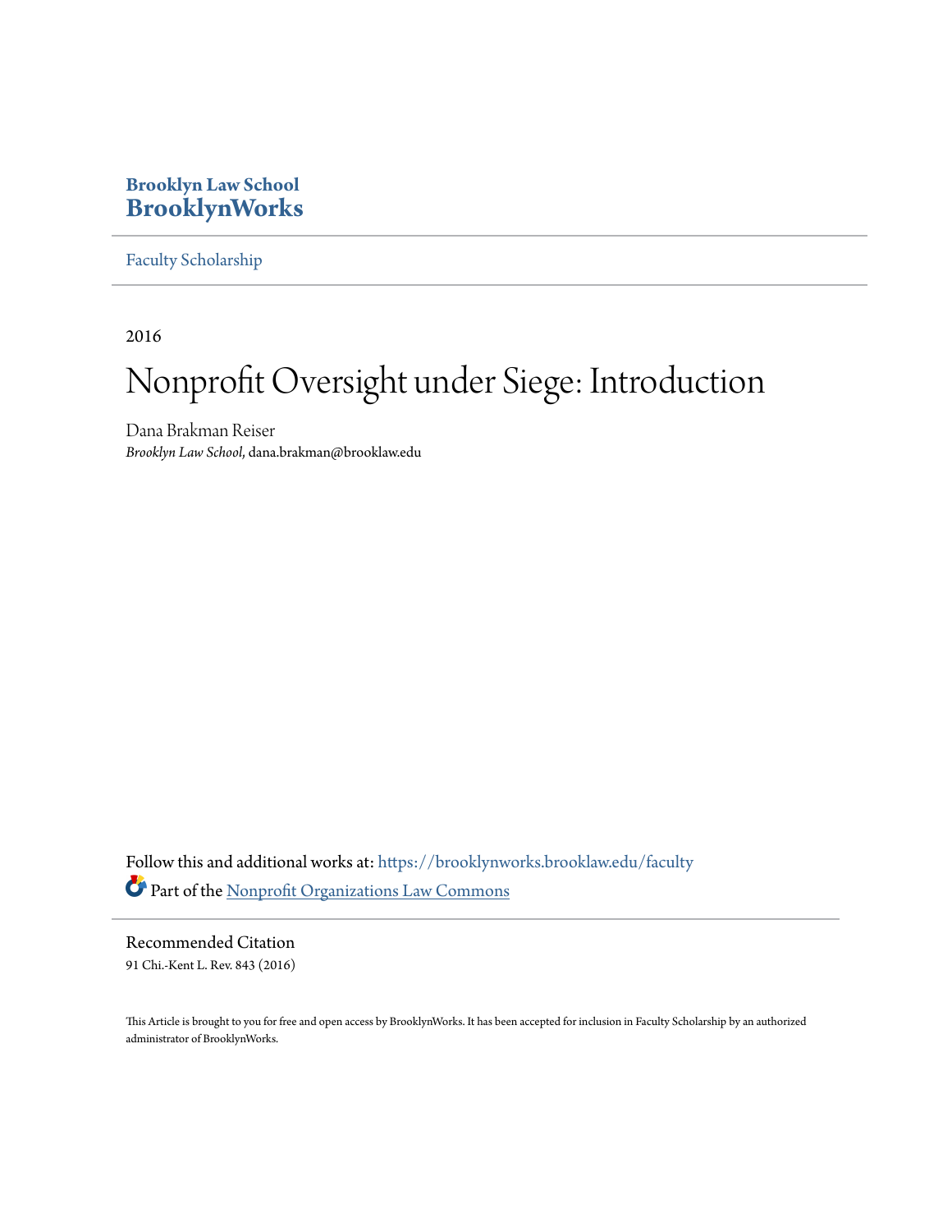**Brooklyn Law School**
**BrooklynWorks**

Faculty Scholarship

2016

# Nonprofit Oversight under Siege: Introduction

Dana Brakman Reiser
*Brooklyn Law School,* dana.brakman@brooklaw.edu

Follow this and additional works at: https://brooklynworks.brooklaw.edu/faculty

Part of the Nonprofit Organizations Law Commons

## Recommended Citation

91 Chi.-Kent L. Rev. 843 (2016)

This Article is brought to you for free and open access by BrooklynWorks. It has been accepted for inclusion in Faculty Scholarship by an authorized administrator of BrooklynWorks.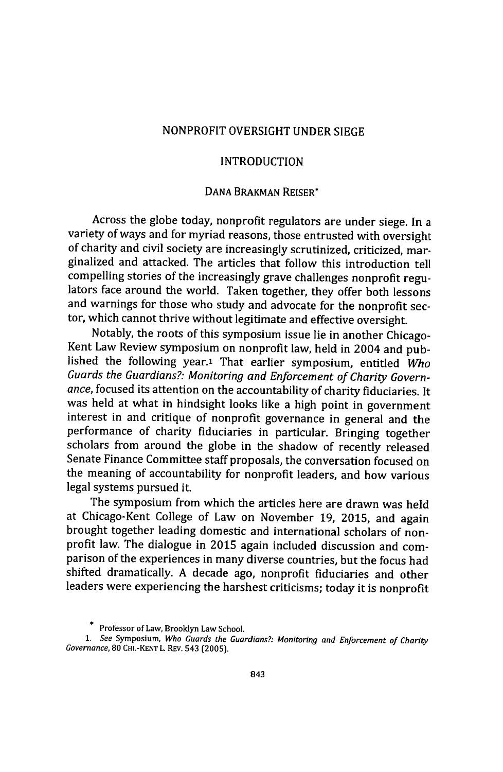# NONPROFIT OVERSIGHT UNDER SIEGE

## INTRODUCTION

### DANA BRAKMAN REISER*

Across the globe today, nonprofit regulators are under siege. In a variety of ways and for myriad reasons, those entrusted with oversight of charity and civil society are increasingly scrutinized, criticized, marginalized and attacked. The articles that follow this introduction tell compelling stories of the increasingly grave challenges nonprofit regulators face around the world. Taken together, they offer both lessons and warnings for those who study and advocate for the nonprofit sector, which cannot thrive without legitimate and effective oversight.

Notably, the roots of this symposium issue lie in another Chicago-Kent Law Review symposium on nonprofit law, held in 2004 and published the following year.[1] That earlier symposium, entitled *Who Guards the Guardians?: Monitoring and Enforcement of Charity Governance*, focused its attention on the accountability of charity fiduciaries. It was held at what in hindsight looks like a high point in government interest in and critique of nonprofit governance in general and the performance of charity fiduciaries in particular. Bringing together scholars from around the globe in the shadow of recently released Senate Finance Committee staff proposals, the conversation focused on the meaning of accountability for nonprofit leaders, and how various legal systems pursued it.

The symposium from which the articles here are drawn was held at Chicago-Kent College of Law on November 19, 2015, and again brought together leading domestic and international scholars of nonprofit law. The dialogue in 2015 again included discussion and comparison of the experiences in many diverse countries, but the focus had shifted dramatically. A decade ago, nonprofit fiduciaries and other leaders were experiencing the harshest criticisms; today it is nonprofit

---

\* Professor of Law, Brooklyn Law School.

1. *See* Symposium, *Who Guards the Guardians?: Monitoring and Enforcement of Charity Governance*, 80 CHI.-KENT L. REV. 543 (2005).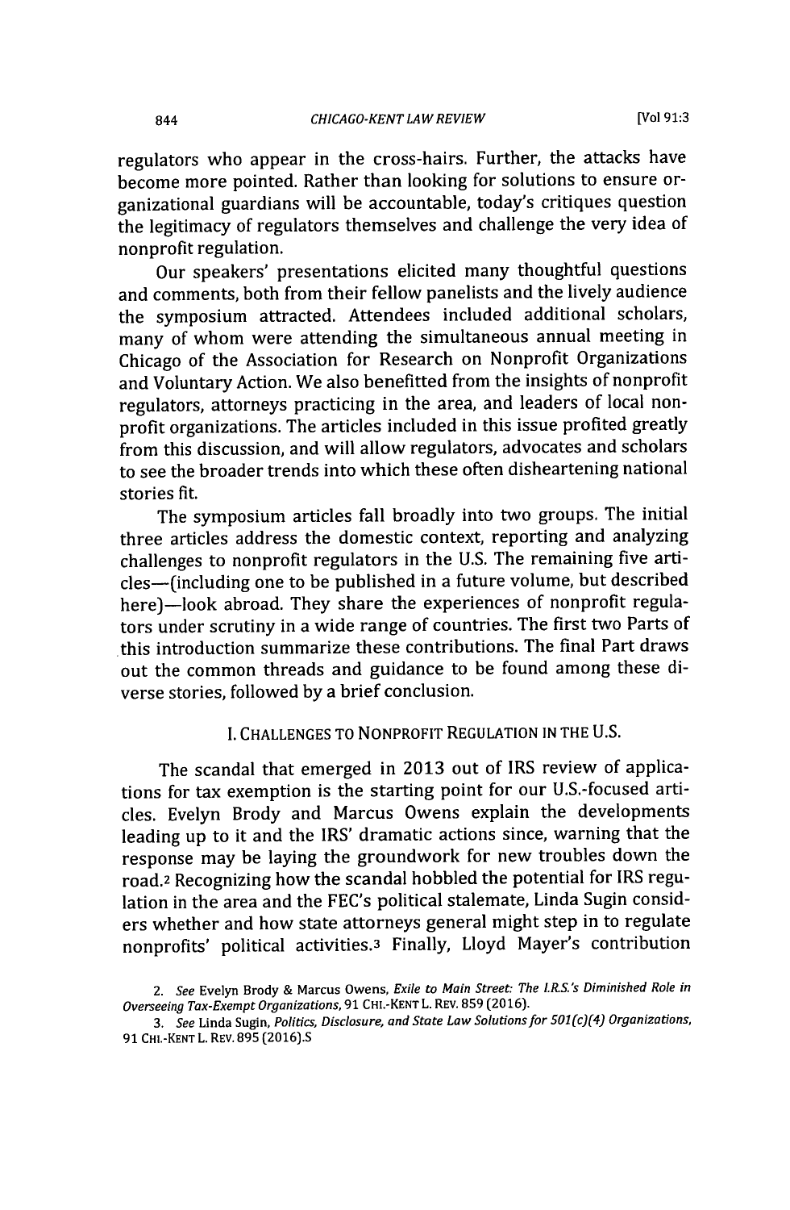regulators who appear in the cross-hairs. Further, the attacks have become more pointed. Rather than looking for solutions to ensure organizational guardians will be accountable, today's critiques question the legitimacy of regulators themselves and challenge the very idea of nonprofit regulation.

Our speakers' presentations elicited many thoughtful questions and comments, both from their fellow panelists and the lively audience the symposium attracted. Attendees included additional scholars, many of whom were attending the simultaneous annual meeting in Chicago of the Association for Research on Nonprofit Organizations and Voluntary Action. We also benefitted from the insights of nonprofit regulators, attorneys practicing in the area, and leaders of local nonprofit organizations. The articles included in this issue profited greatly from this discussion, and will allow regulators, advocates and scholars to see the broader trends into which these often disheartening national stories fit.

The symposium articles fall broadly into two groups. The initial three articles address the domestic context, reporting and analyzing challenges to nonprofit regulators in the U.S. The remaining five articles—(including one to be published in a future volume, but described here)—look abroad. They share the experiences of nonprofit regulators under scrutiny in a wide range of countries. The first two Parts of this introduction summarize these contributions. The final Part draws out the common threads and guidance to be found among these diverse stories, followed by a brief conclusion.

## I. CHALLENGES TO NONPROFIT REGULATION IN THE U.S.

The scandal that emerged in 2013 out of IRS review of applications for tax exemption is the starting point for our U.S.-focused articles. Evelyn Brody and Marcus Owens explain the developments leading up to it and the IRS' dramatic actions since, warning that the response may be laying the groundwork for new troubles down the road.[2] Recognizing how the scandal hobbled the potential for IRS regulation in the area and the FEC's political stalemate, Linda Sugin considers whether and how state attorneys general might step in to regulate nonprofits' political activities.[3] Finally, Lloyd Mayer's contribution

2. *See* Evelyn Brody & Marcus Owens, *Exile to Main Street: The I.R.S.'s Diminished Role in Overseeing Tax-Exempt Organizations*, 91 CHI.-KENT L. REV. 859 (2016).

3. *See* Linda Sugin, *Politics, Disclosure, and State Law Solutions for 501(c)(4) Organizations*, 91 CHI.-KENT L. REV. 895 (2016).S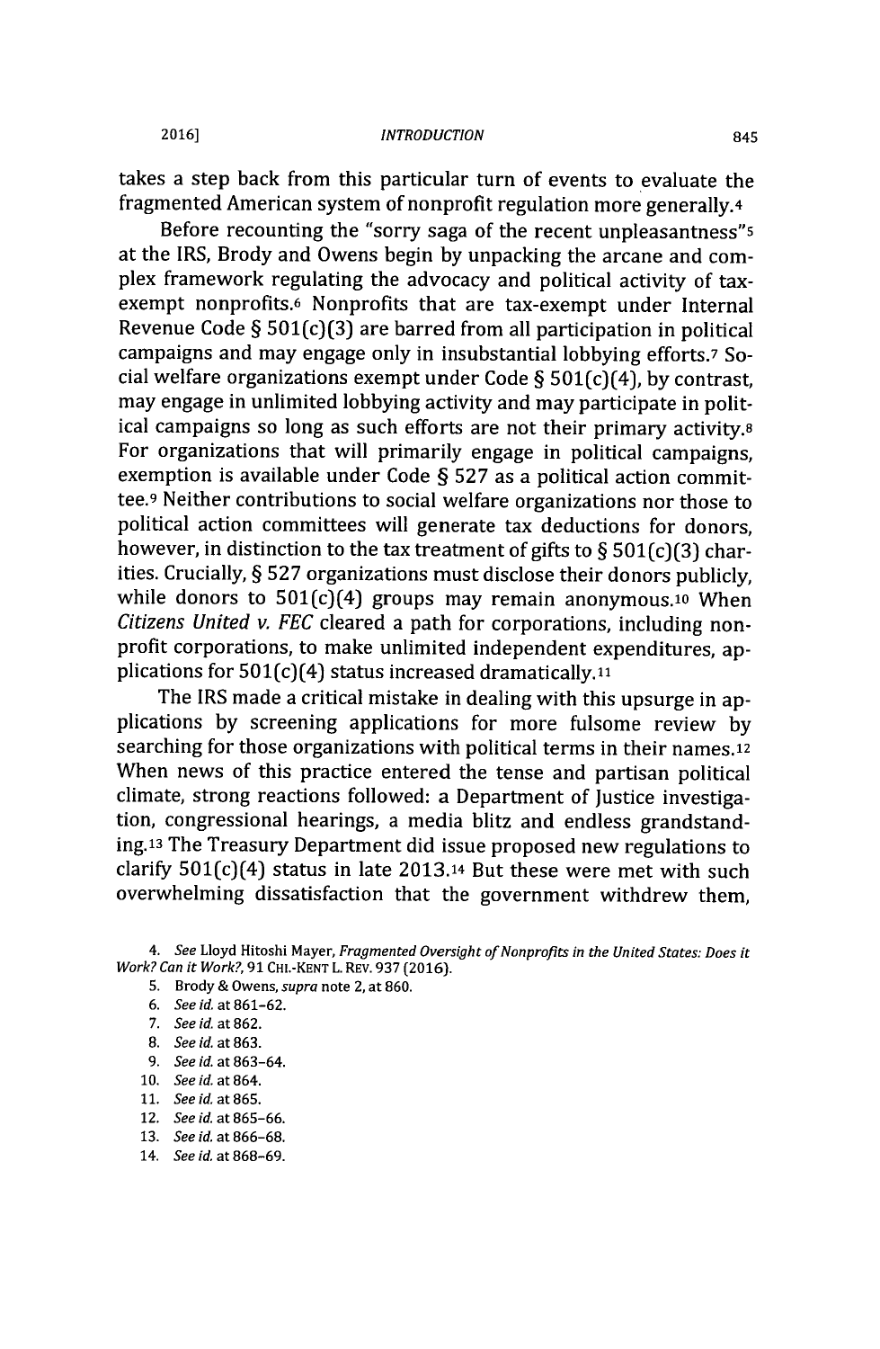takes a step back from this particular turn of events to evaluate the fragmented American system of nonprofit regulation more generally.[4]

Before recounting the "sorry saga of the recent unpleasantness"[5] at the IRS, Brody and Owens begin by unpacking the arcane and complex framework regulating the advocacy and political activity of tax-exempt nonprofits.[6] Nonprofits that are tax-exempt under Internal Revenue Code § 501(c)(3) are barred from all participation in political campaigns and may engage only in insubstantial lobbying efforts.[7] Social welfare organizations exempt under Code § 501(c)(4), by contrast, may engage in unlimited lobbying activity and may participate in political campaigns so long as such efforts are not their primary activity.[8] For organizations that will primarily engage in political campaigns, exemption is available under Code § 527 as a political action committee.[9] Neither contributions to social welfare organizations nor those to political action committees will generate tax deductions for donors, however, in distinction to the tax treatment of gifts to § 501(c)(3) charities. Crucially, § 527 organizations must disclose their donors publicly, while donors to 501(c)(4) groups may remain anonymous.[10] When *Citizens United v. FEC* cleared a path for corporations, including nonprofit corporations, to make unlimited independent expenditures, applications for 501(c)(4) status increased dramatically.[11]

The IRS made a critical mistake in dealing with this upsurge in applications by screening applications for more fulsome review by searching for those organizations with political terms in their names.[12] When news of this practice entered the tense and partisan political climate, strong reactions followed: a Department of Justice investigation, congressional hearings, a media blitz and endless grandstanding.[13] The Treasury Department did issue proposed new regulations to clarify 501(c)(4) status in late 2013.[14] But these were met with such overwhelming dissatisfaction that the government withdrew them,

4. *See* Lloyd Hitoshi Mayer, *Fragmented Oversight of Nonprofits in the United States: Does it Work? Can it Work?*, 91 CHI.-KENT L. REV. 937 (2016).

5. Brody & Owens, *supra* note 2, at 860.

6. *See id.* at 861–62.

7. *See id.* at 862.

8. *See id.* at 863.

9. *See id.* at 863–64.

10. *See id.* at 864.

11. *See id.* at 865.

12. *See id.* at 865–66.

13. *See id.* at 866–68.

14. *See id.* at 868–69.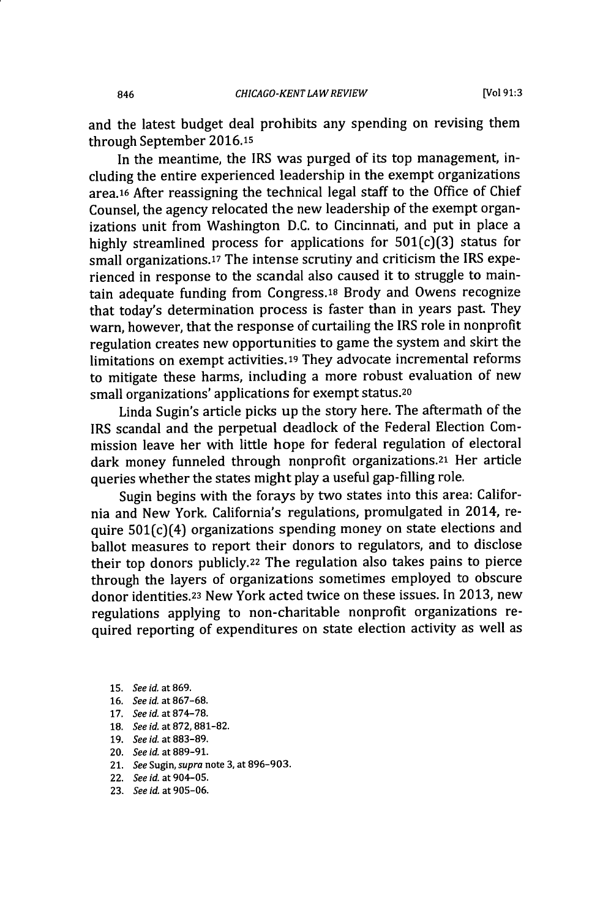and the latest budget deal prohibits any spending on revising them through September 2016.[15]

In the meantime, the IRS was purged of its top management, including the entire experienced leadership in the exempt organizations area.[16] After reassigning the technical legal staff to the Office of Chief Counsel, the agency relocated the new leadership of the exempt organizations unit from Washington D.C. to Cincinnati, and put in place a highly streamlined process for applications for 501(c)(3) status for small organizations.[17] The intense scrutiny and criticism the IRS experienced in response to the scandal also caused it to struggle to maintain adequate funding from Congress.[18] Brody and Owens recognize that today's determination process is faster than in years past. They warn, however, that the response of curtailing the IRS role in nonprofit regulation creates new opportunities to game the system and skirt the limitations on exempt activities.[19] They advocate incremental reforms to mitigate these harms, including a more robust evaluation of new small organizations' applications for exempt status.[20]

Linda Sugin's article picks up the story here. The aftermath of the IRS scandal and the perpetual deadlock of the Federal Election Commission leave her with little hope for federal regulation of electoral dark money funneled through nonprofit organizations.[21] Her article queries whether the states might play a useful gap-filling role.

Sugin begins with the forays by two states into this area: California and New York. California's regulations, promulgated in 2014, require 501(c)(4) organizations spending money on state elections and ballot measures to report their donors to regulators, and to disclose their top donors publicly.[22] The regulation also takes pains to pierce through the layers of organizations sometimes employed to obscure donor identities.[23] New York acted twice on these issues. In 2013, new regulations applying to non-charitable nonprofit organizations required reporting of expenditures on state election activity as well as

15. *See id.* at 869.
16. *See id.* at 867–68.
17. *See id.* at 874–78.
18. *See id.* at 872, 881–82.
19. *See id.* at 883–89.
20. *See id.* at 889–91.
21. *See* Sugin, *supra* note 3, at 896–903.
22. *See id.* at 904–05.
23. *See id.* at 905–06.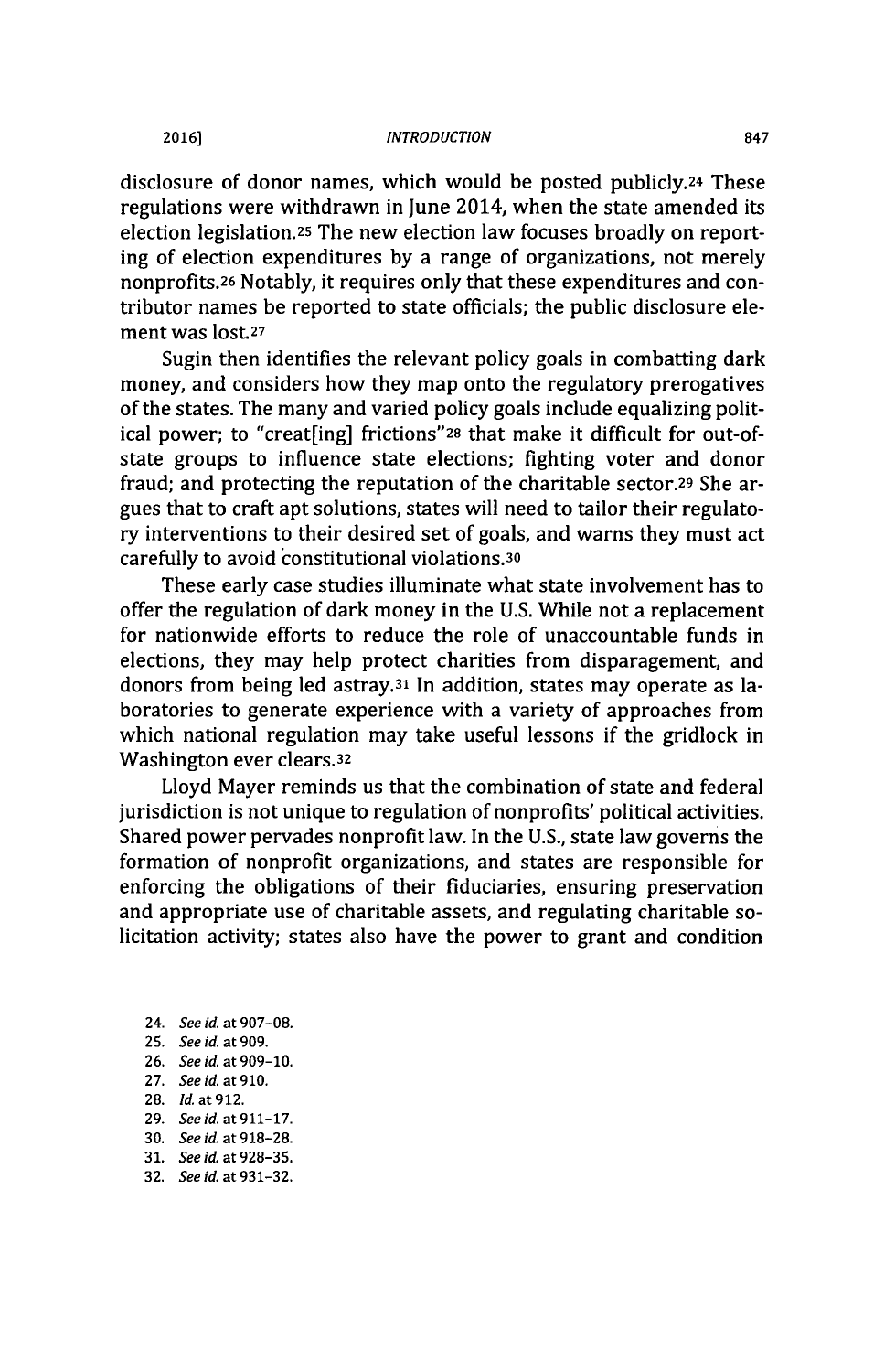disclosure of donor names, which would be posted publicly.[24] These regulations were withdrawn in June 2014, when the state amended its election legislation.[25] The new election law focuses broadly on reporting of election expenditures by a range of organizations, not merely nonprofits.[26] Notably, it requires only that these expenditures and contributor names be reported to state officials; the public disclosure element was lost.[27]

Sugin then identifies the relevant policy goals in combatting dark money, and considers how they map onto the regulatory prerogatives of the states. The many and varied policy goals include equalizing political power; to "creat[ing] frictions"[28] that make it difficult for out-of-state groups to influence state elections; fighting voter and donor fraud; and protecting the reputation of the charitable sector.[29] She argues that to craft apt solutions, states will need to tailor their regulatory interventions to their desired set of goals, and warns they must act carefully to avoid constitutional violations.[30]

These early case studies illuminate what state involvement has to offer the regulation of dark money in the U.S. While not a replacement for nationwide efforts to reduce the role of unaccountable funds in elections, they may help protect charities from disparagement, and donors from being led astray.[31] In addition, states may operate as laboratories to generate experience with a variety of approaches from which national regulation may take useful lessons if the gridlock in Washington ever clears.[32]

Lloyd Mayer reminds us that the combination of state and federal jurisdiction is not unique to regulation of nonprofits' political activities. Shared power pervades nonprofit law. In the U.S., state law governs the formation of nonprofit organizations, and states are responsible for enforcing the obligations of their fiduciaries, ensuring preservation and appropriate use of charitable assets, and regulating charitable solicitation activity; states also have the power to grant and condition

24. *See id.* at 907–08.
25. *See id.* at 909.
26. *See id.* at 909–10.
27. *See id.* at 910.
28. *Id.* at 912.
29. *See id.* at 911–17.
30. *See id.* at 918–28.
31. *See id.* at 928–35.
32. *See id.* at 931–32.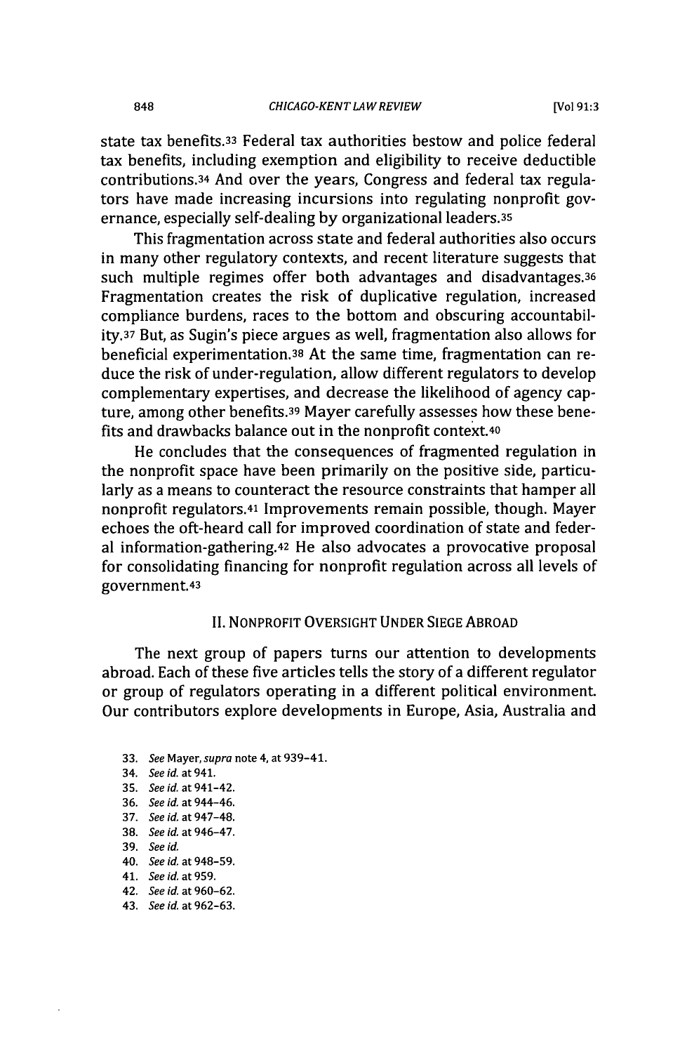state tax benefits.[33] Federal tax authorities bestow and police federal tax benefits, including exemption and eligibility to receive deductible contributions.[34] And over the years, Congress and federal tax regulators have made increasing incursions into regulating nonprofit governance, especially self-dealing by organizational leaders.[35]

This fragmentation across state and federal authorities also occurs in many other regulatory contexts, and recent literature suggests that such multiple regimes offer both advantages and disadvantages.[36] Fragmentation creates the risk of duplicative regulation, increased compliance burdens, races to the bottom and obscuring accountability.[37] But, as Sugin's piece argues as well, fragmentation also allows for beneficial experimentation.[38] At the same time, fragmentation can reduce the risk of under-regulation, allow different regulators to develop complementary expertises, and decrease the likelihood of agency capture, among other benefits.[39] Mayer carefully assesses how these benefits and drawbacks balance out in the nonprofit context.[40]

He concludes that the consequences of fragmented regulation in the nonprofit space have been primarily on the positive side, particularly as a means to counteract the resource constraints that hamper all nonprofit regulators.[41] Improvements remain possible, though. Mayer echoes the oft-heard call for improved coordination of state and federal information-gathering.[42] He also advocates a provocative proposal for consolidating financing for nonprofit regulation across all levels of government.[43]

## II. NONPROFIT OVERSIGHT UNDER SIEGE ABROAD

The next group of papers turns our attention to developments abroad. Each of these five articles tells the story of a different regulator or group of regulators operating in a different political environment. Our contributors explore developments in Europe, Asia, Australia and

33. *See* Mayer, *supra* note 4, at 939–41.
34. *See id.* at 941.
35. *See id.* at 941–42.
36. *See id.* at 944–46.
37. *See id.* at 947–48.
38. *See id.* at 946–47.
39. *See id.*
40. *See id.* at 948–59.
41. *See id.* at 959.
42. *See id.* at 960–62.
43. *See id.* at 962–63.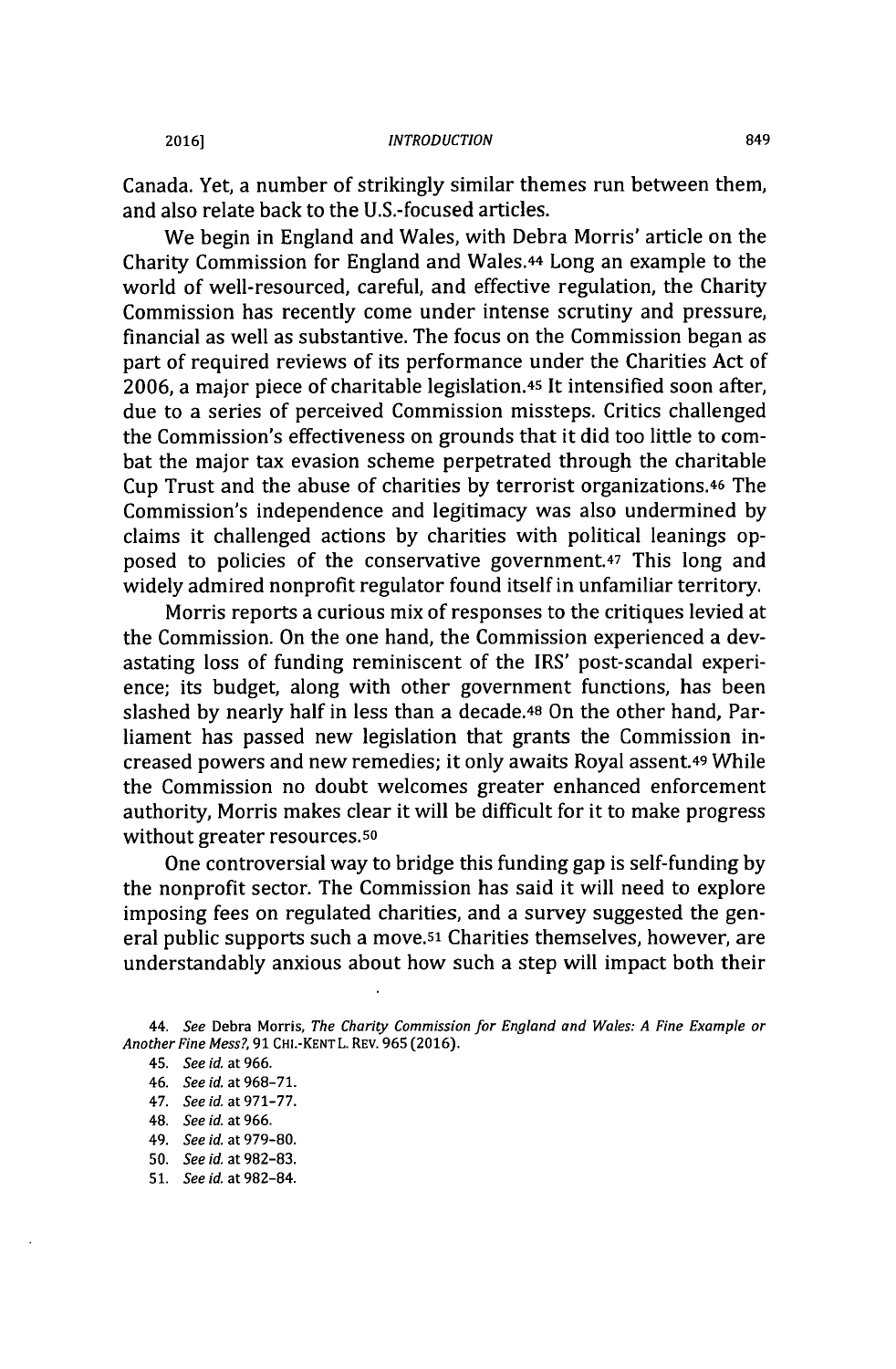Canada. Yet, a number of strikingly similar themes run between them, and also relate back to the U.S.-focused articles.

We begin in England and Wales, with Debra Morris' article on the Charity Commission for England and Wales.[44] Long an example to the world of well-resourced, careful, and effective regulation, the Charity Commission has recently come under intense scrutiny and pressure, financial as well as substantive. The focus on the Commission began as part of required reviews of its performance under the Charities Act of 2006, a major piece of charitable legislation.[45] It intensified soon after, due to a series of perceived Commission missteps. Critics challenged the Commission's effectiveness on grounds that it did too little to combat the major tax evasion scheme perpetrated through the charitable Cup Trust and the abuse of charities by terrorist organizations.[46] The Commission's independence and legitimacy was also undermined by claims it challenged actions by charities with political leanings opposed to policies of the conservative government.[47] This long and widely admired nonprofit regulator found itself in unfamiliar territory.

Morris reports a curious mix of responses to the critiques levied at the Commission. On the one hand, the Commission experienced a devastating loss of funding reminiscent of the IRS' post-scandal experience; its budget, along with other government functions, has been slashed by nearly half in less than a decade.[48] On the other hand, Parliament has passed new legislation that grants the Commission increased powers and new remedies; it only awaits Royal assent.[49] While the Commission no doubt welcomes greater enhanced enforcement authority, Morris makes clear it will be difficult for it to make progress without greater resources.[50]

One controversial way to bridge this funding gap is self-funding by the nonprofit sector. The Commission has said it will need to explore imposing fees on regulated charities, and a survey suggested the general public supports such a move.[51] Charities themselves, however, are understandably anxious about how such a step will impact both their

44. *See* Debra Morris, *The Charity Commission for England and Wales: A Fine Example or Another Fine Mess?*, 91 CHI.-KENT L. REV. 965 (2016).

45. *See id.* at 966.

46. *See id.* at 968–71.

47. *See id.* at 971–77.

48. *See id.* at 966.

49. *See id.* at 979–80.

50. *See id.* at 982–83.

51. *See id.* at 982–84.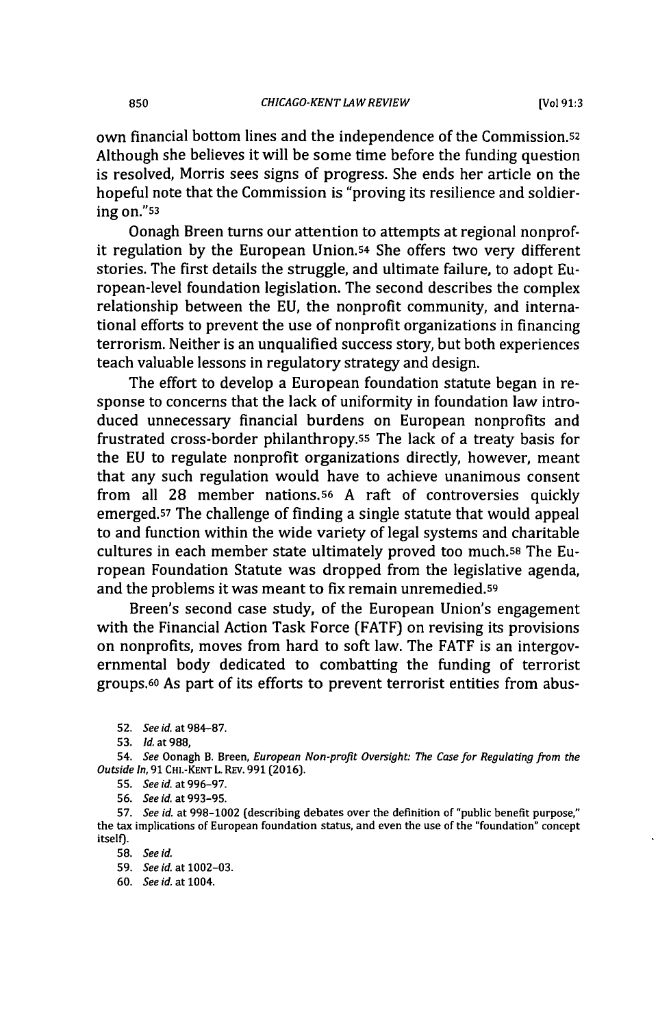own financial bottom lines and the independence of the Commission.[52] Although she believes it will be some time before the funding question is resolved, Morris sees signs of progress. She ends her article on the hopeful note that the Commission is "proving its resilience and soldiering on."[53]

Oonagh Breen turns our attention to attempts at regional nonprofit regulation by the European Union.[54] She offers two very different stories. The first details the struggle, and ultimate failure, to adopt European-level foundation legislation. The second describes the complex relationship between the EU, the nonprofit community, and international efforts to prevent the use of nonprofit organizations in financing terrorism. Neither is an unqualified success story, but both experiences teach valuable lessons in regulatory strategy and design.

The effort to develop a European foundation statute began in response to concerns that the lack of uniformity in foundation law introduced unnecessary financial burdens on European nonprofits and frustrated cross-border philanthropy.[55] The lack of a treaty basis for the EU to regulate nonprofit organizations directly, however, meant that any such regulation would have to achieve unanimous consent from all 28 member nations.[56] A raft of controversies quickly emerged.[57] The challenge of finding a single statute that would appeal to and function within the wide variety of legal systems and charitable cultures in each member state ultimately proved too much.[58] The European Foundation Statute was dropped from the legislative agenda, and the problems it was meant to fix remain unremedied.[59]

Breen's second case study, of the European Union's engagement with the Financial Action Task Force (FATF) on revising its provisions on nonprofits, moves from hard to soft law. The FATF is an intergovernmental body dedicated to combatting the funding of terrorist groups.[60] As part of its efforts to prevent terrorist entities from abus-

52. *See id.* at 984–87.

53. *Id.* at 988,

54. *See* Oonagh B. Breen, *European Non-profit Oversight: The Case for Regulating from the Outside In*, 91 CHI.-KENT L. REV. 991 (2016).

55. *See id.* at 996–97.

56. *See id.* at 993–95.

57. *See id.* at 998–1002 (describing debates over the definition of "public benefit purpose," the tax implications of European foundation status, and even the use of the "foundation" concept itself).

58. *See id.*

59. *See id.* at 1002–03.

60. *See id.* at 1004.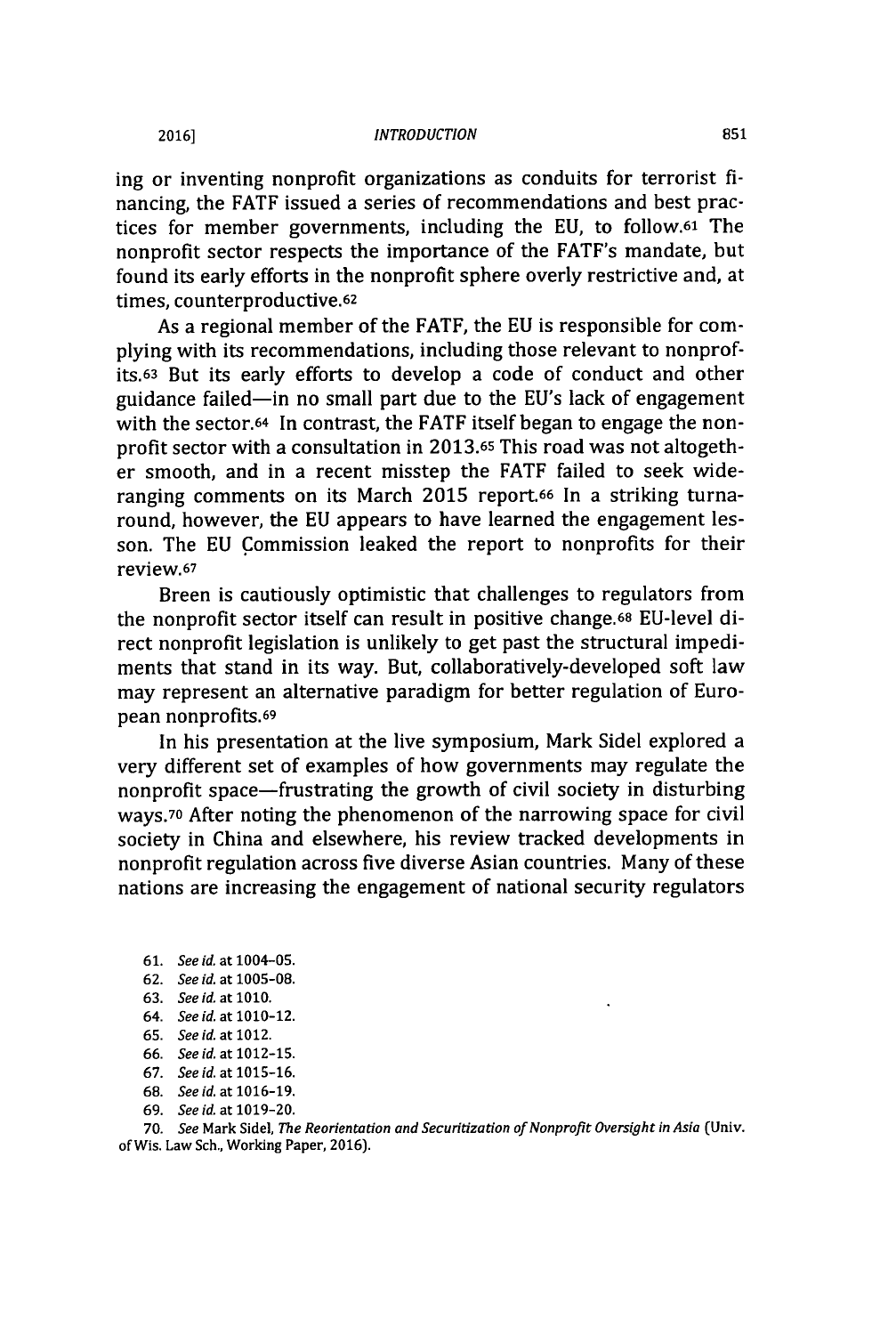ing or inventing nonprofit organizations as conduits for terrorist financing, the FATF issued a series of recommendations and best practices for member governments, including the EU, to follow.[61] The nonprofit sector respects the importance of the FATF's mandate, but found its early efforts in the nonprofit sphere overly restrictive and, at times, counterproductive.[62]

As a regional member of the FATF, the EU is responsible for complying with its recommendations, including those relevant to nonprofits.[63] But its early efforts to develop a code of conduct and other guidance failed—in no small part due to the EU's lack of engagement with the sector.[64] In contrast, the FATF itself began to engage the nonprofit sector with a consultation in 2013.[65] This road was not altogether smooth, and in a recent misstep the FATF failed to seek wide-ranging comments on its March 2015 report.[66] In a striking turnaround, however, the EU appears to have learned the engagement lesson. The EU Commission leaked the report to nonprofits for their review.[67]

Breen is cautiously optimistic that challenges to regulators from the nonprofit sector itself can result in positive change.[68] EU-level direct nonprofit legislation is unlikely to get past the structural impediments that stand in its way. But, collaboratively-developed soft law may represent an alternative paradigm for better regulation of European nonprofits.[69]

In his presentation at the live symposium, Mark Sidel explored a very different set of examples of how governments may regulate the nonprofit space—frustrating the growth of civil society in disturbing ways.[70] After noting the phenomenon of the narrowing space for civil society in China and elsewhere, his review tracked developments in nonprofit regulation across five diverse Asian countries. Many of these nations are increasing the engagement of national security regulators

61. *See id.* at 1004–05.
62. *See id.* at 1005–08.
63. *See id.* at 1010.
64. *See id.* at 1010–12.
65. *See id.* at 1012.
66. *See id.* at 1012–15.
67. *See id.* at 1015–16.
68. *See id.* at 1016–19.
69. *See id.* at 1019–20.
70. *See* Mark Sidel, *The Reorientation and Securitization of Nonprofit Oversight in Asia* (Univ. of Wis. Law Sch., Working Paper, 2016).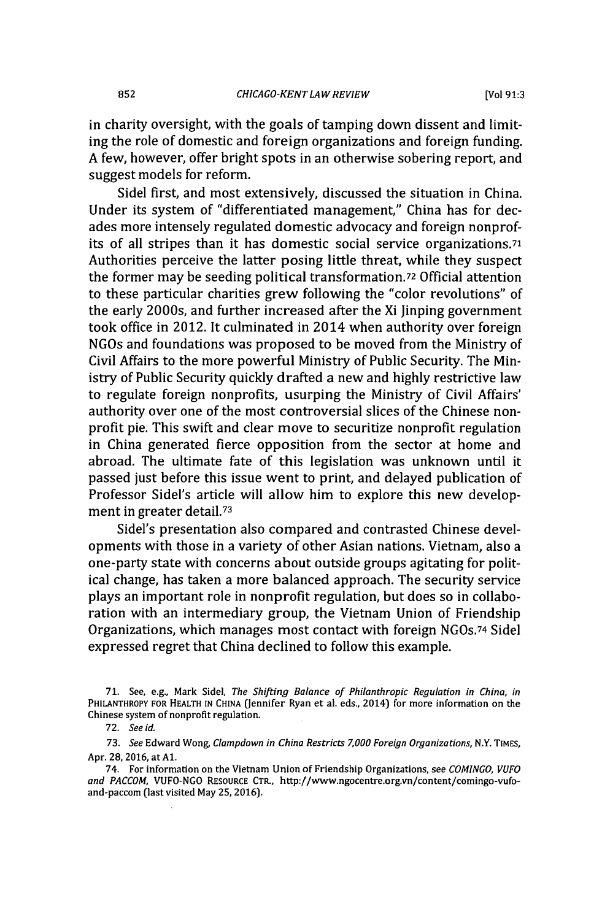in charity oversight, with the goals of tamping down dissent and limiting the role of domestic and foreign organizations and foreign funding. A few, however, offer bright spots in an otherwise sobering report, and suggest models for reform.

Sidel first, and most extensively, discussed the situation in China. Under its system of "differentiated management," China has for decades more intensely regulated domestic advocacy and foreign nonprofits of all stripes than it has domestic social service organizations.[71] Authorities perceive the latter posing little threat, while they suspect the former may be seeding political transformation.[72] Official attention to these particular charities grew following the "color revolutions" of the early 2000s, and further increased after the Xi Jinping government took office in 2012. It culminated in 2014 when authority over foreign NGOs and foundations was proposed to be moved from the Ministry of Civil Affairs to the more powerful Ministry of Public Security. The Ministry of Public Security quickly drafted a new and highly restrictive law to regulate foreign nonprofits, usurping the Ministry of Civil Affairs' authority over one of the most controversial slices of the Chinese nonprofit pie. This swift and clear move to securitize nonprofit regulation in China generated fierce opposition from the sector at home and abroad. The ultimate fate of this legislation was unknown until it passed just before this issue went to print, and delayed publication of Professor Sidel's article will allow him to explore this new development in greater detail.[73]

Sidel's presentation also compared and contrasted Chinese developments with those in a variety of other Asian nations. Vietnam, also a one-party state with concerns about outside groups agitating for political change, has taken a more balanced approach. The security service plays an important role in nonprofit regulation, but does so in collaboration with an intermediary group, the Vietnam Union of Friendship Organizations, which manages most contact with foreign NGOs.[74] Sidel expressed regret that China declined to follow this example.

71. See, e.g., Mark Sidel, *The Shifting Balance of Philanthropic Regulation in China*, *in* PHILANTHROPY FOR HEALTH IN CHINA (Jennifer Ryan et al. eds., 2014) for more information on the Chinese system of nonprofit regulation.

72. *See id.*

73. *See* Edward Wong, *Clampdown in China Restricts 7,000 Foreign Organizations*, N.Y. TIMES, Apr. 28, 2016, at A1.

74. For information on the Vietnam Union of Friendship Organizations, see *COMINGO, VUFO and PACCOM*, VUFO-NGO RESOURCE CTR., http://www.ngocentre.org.vn/content/comingo-vufo-and-paccom (last visited May 25, 2016).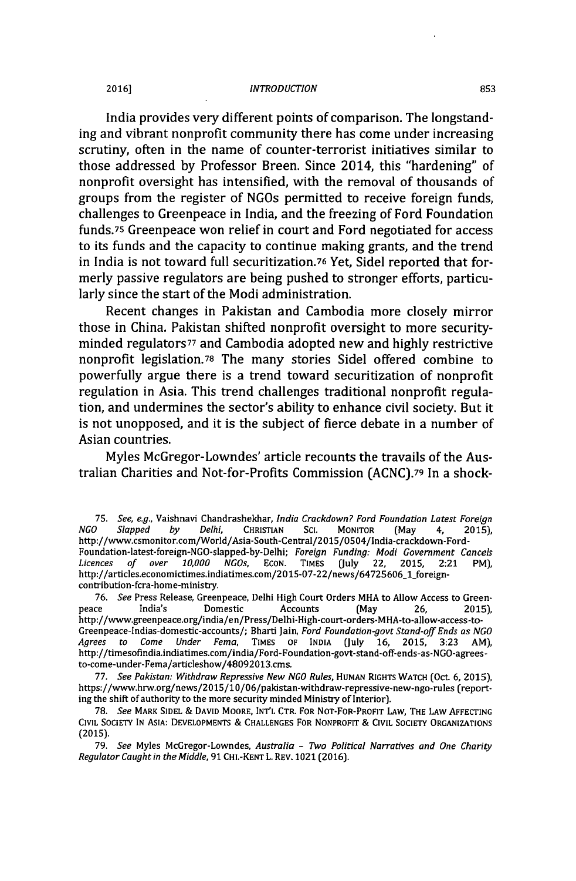India provides very different points of comparison. The longstanding and vibrant nonprofit community there has come under increasing scrutiny, often in the name of counter-terrorist initiatives similar to those addressed by Professor Breen. Since 2014, this "hardening" of nonprofit oversight has intensified, with the removal of thousands of groups from the register of NGOs permitted to receive foreign funds, challenges to Greenpeace in India, and the freezing of Ford Foundation funds.[75] Greenpeace won relief in court and Ford negotiated for access to its funds and the capacity to continue making grants, and the trend in India is not toward full securitization.[76] Yet, Sidel reported that formerly passive regulators are being pushed to stronger efforts, particularly since the start of the Modi administration.

Recent changes in Pakistan and Cambodia more closely mirror those in China. Pakistan shifted nonprofit oversight to more security-minded regulators[77] and Cambodia adopted new and highly restrictive nonprofit legislation.[78] The many stories Sidel offered combine to powerfully argue there is a trend toward securitization of nonprofit regulation in Asia. This trend challenges traditional nonprofit regulation, and undermines the sector's ability to enhance civil society. But it is not unopposed, and it is the subject of fierce debate in a number of Asian countries.

Myles McGregor-Lowndes' article recounts the travails of the Australian Charities and Not-for-Profits Commission (ACNC).[79] In a shock-

---

75. *See, e.g.*, Vaishnavi Chandrashekhar, *India Crackdown? Ford Foundation Latest Foreign NGO Slapped by Delhi*, CHRISTIAN SCI. MONITOR (May 4, 2015), http://www.csmonitor.com/World/Asia-South-Central/2015/0504/India-crackdown-Ford-Foundation-latest-foreign-NGO-slapped-by-Delhi; *Foreign Funding: Modi Government Cancels Licences of over 10,000 NGOs*, ECON. TIMES (July 22, 2015, 2:21 PM), http://articles.economictimes.indiatimes.com/2015-07-22/news/64725606_1_foreign-contribution-fcra-home-ministry.

76. *See* Press Release, Greenpeace, Delhi High Court Orders MHA to Allow Access to Greenpeace India's Domestic Accounts (May 26, 2015), http://www.greenpeace.org/india/en/Press/Delhi-High-court-orders-MHA-to-allow-access-to-Greenpeace-Indias-domestic-accounts/; Bharti Jain, *Ford Foundation-govt Stand-off Ends as NGO Agrees to Come Under Fema*, TIMES OF INDIA (July 16, 2015, 3:23 AM), http://timesofindia.indiatimes.com/india/Ford-Foundation-govt-stand-off-ends-as-NGO-agrees-to-come-under-Fema/articleshow/48092013.cms.

77. *See Pakistan: Withdraw Repressive New NGO Rules*, HUMAN RIGHTS WATCH (Oct. 6, 2015), https://www.hrw.org/news/2015/10/06/pakistan-withdraw-repressive-new-ngo-rules (reporting the shift of authority to the more security minded Ministry of Interior).

78. *See* MARK SIDEL & DAVID MOORE, INT'L CTR. FOR NOT-FOR-PROFIT LAW, THE LAW AFFECTING CIVIL SOCIETY IN ASIA: DEVELOPMENTS & CHALLENGES FOR NONPROFIT & CIVIL SOCIETY ORGANIZATIONS (2015).

79. *See* Myles McGregor-Lowndes, *Australia – Two Political Narratives and One Charity Regulator Caught in the Middle*, 91 CHI.-KENT L. REV. 1021 (2016).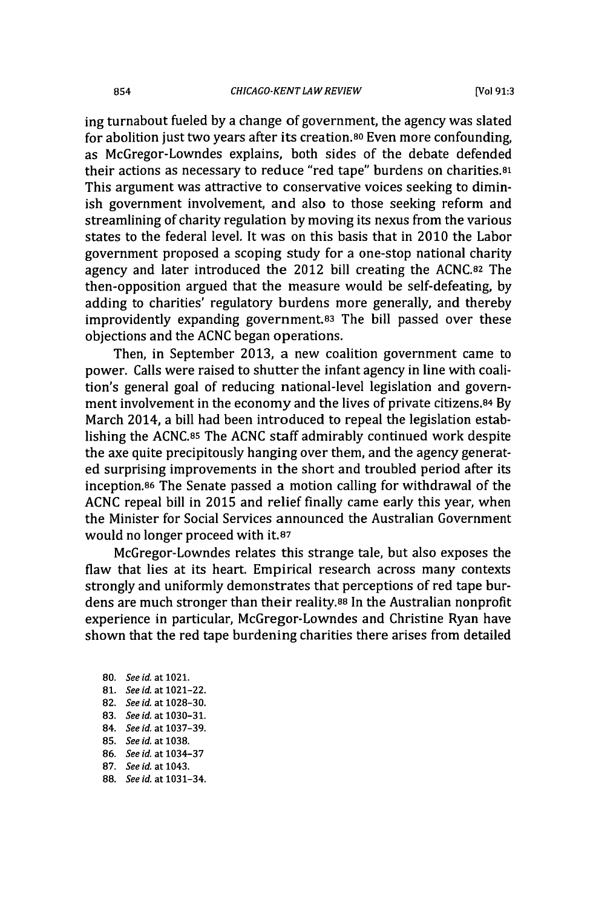ing turnabout fueled by a change of government, the agency was slated for abolition just two years after its creation.[80] Even more confounding, as McGregor-Lowndes explains, both sides of the debate defended their actions as necessary to reduce "red tape" burdens on charities.[81] This argument was attractive to conservative voices seeking to diminish government involvement, and also to those seeking reform and streamlining of charity regulation by moving its nexus from the various states to the federal level. It was on this basis that in 2010 the Labor government proposed a scoping study for a one-stop national charity agency and later introduced the 2012 bill creating the ACNC.[82] The then-opposition argued that the measure would be self-defeating, by adding to charities' regulatory burdens more generally, and thereby improvidently expanding government.[83] The bill passed over these objections and the ACNC began operations.

Then, in September 2013, a new coalition government came to power. Calls were raised to shutter the infant agency in line with coalition's general goal of reducing national-level legislation and government involvement in the economy and the lives of private citizens.[84] By March 2014, a bill had been introduced to repeal the legislation establishing the ACNC.[85] The ACNC staff admirably continued work despite the axe quite precipitously hanging over them, and the agency generated surprising improvements in the short and troubled period after its inception.[86] The Senate passed a motion calling for withdrawal of the ACNC repeal bill in 2015 and relief finally came early this year, when the Minister for Social Services announced the Australian Government would no longer proceed with it.[87]

McGregor-Lowndes relates this strange tale, but also exposes the flaw that lies at its heart. Empirical research across many contexts strongly and uniformly demonstrates that perceptions of red tape burdens are much stronger than their reality.[88] In the Australian nonprofit experience in particular, McGregor-Lowndes and Christine Ryan have shown that the red tape burdening charities there arises from detailed

80. *See id.* at 1021.
81. *See id.* at 1021–22.
82. *See id.* at 1028–30.
83. *See id.* at 1030–31.
84. *See id.* at 1037–39.
85. *See id.* at 1038.
86. *See id.* at 1034–37
87. *See id.* at 1043.
88. *See id.* at 1031–34.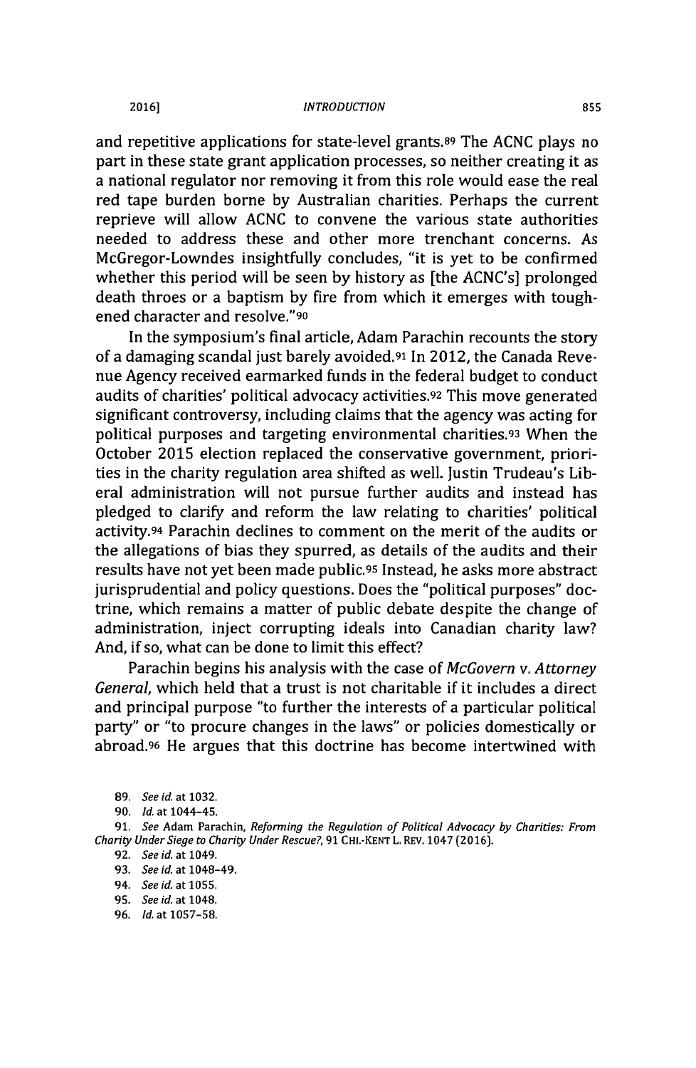and repetitive applications for state-level grants.[89] The ACNC plays no part in these state grant application processes, so neither creating it as a national regulator nor removing it from this role would ease the real red tape burden borne by Australian charities. Perhaps the current reprieve will allow ACNC to convene the various state authorities needed to address these and other more trenchant concerns. As McGregor-Lowndes insightfully concludes, "it is yet to be confirmed whether this period will be seen by history as [the ACNC's] prolonged death throes or a baptism by fire from which it emerges with toughened character and resolve."[90]

In the symposium's final article, Adam Parachin recounts the story of a damaging scandal just barely avoided.[91] In 2012, the Canada Revenue Agency received earmarked funds in the federal budget to conduct audits of charities' political advocacy activities.[92] This move generated significant controversy, including claims that the agency was acting for political purposes and targeting environmental charities.[93] When the October 2015 election replaced the conservative government, priorities in the charity regulation area shifted as well. Justin Trudeau's Liberal administration will not pursue further audits and instead has pledged to clarify and reform the law relating to charities' political activity.[94] Parachin declines to comment on the merit of the audits or the allegations of bias they spurred, as details of the audits and their results have not yet been made public.[95] Instead, he asks more abstract jurisprudential and policy questions. Does the "political purposes" doctrine, which remains a matter of public debate despite the change of administration, inject corrupting ideals into Canadian charity law? And, if so, what can be done to limit this effect?

Parachin begins his analysis with the case of *McGovern v. Attorney General*, which held that a trust is not charitable if it includes a direct and principal purpose "to further the interests of a particular political party" or "to procure changes in the laws" or policies domestically or abroad.[96] He argues that this doctrine has become intertwined with

89. *See id.* at 1032.

90. *Id.* at 1044–45.

91. *See* Adam Parachin, *Reforming the Regulation of Political Advocacy by Charities: From Charity Under Siege to Charity Under Rescue?*, 91 CHI.-KENT L. REV. 1047 (2016).

92. *See id.* at 1049.

93. *See id.* at 1048–49.

94. *See id.* at 1055.

95. *See id.* at 1048.

96. *Id.* at 1057–58.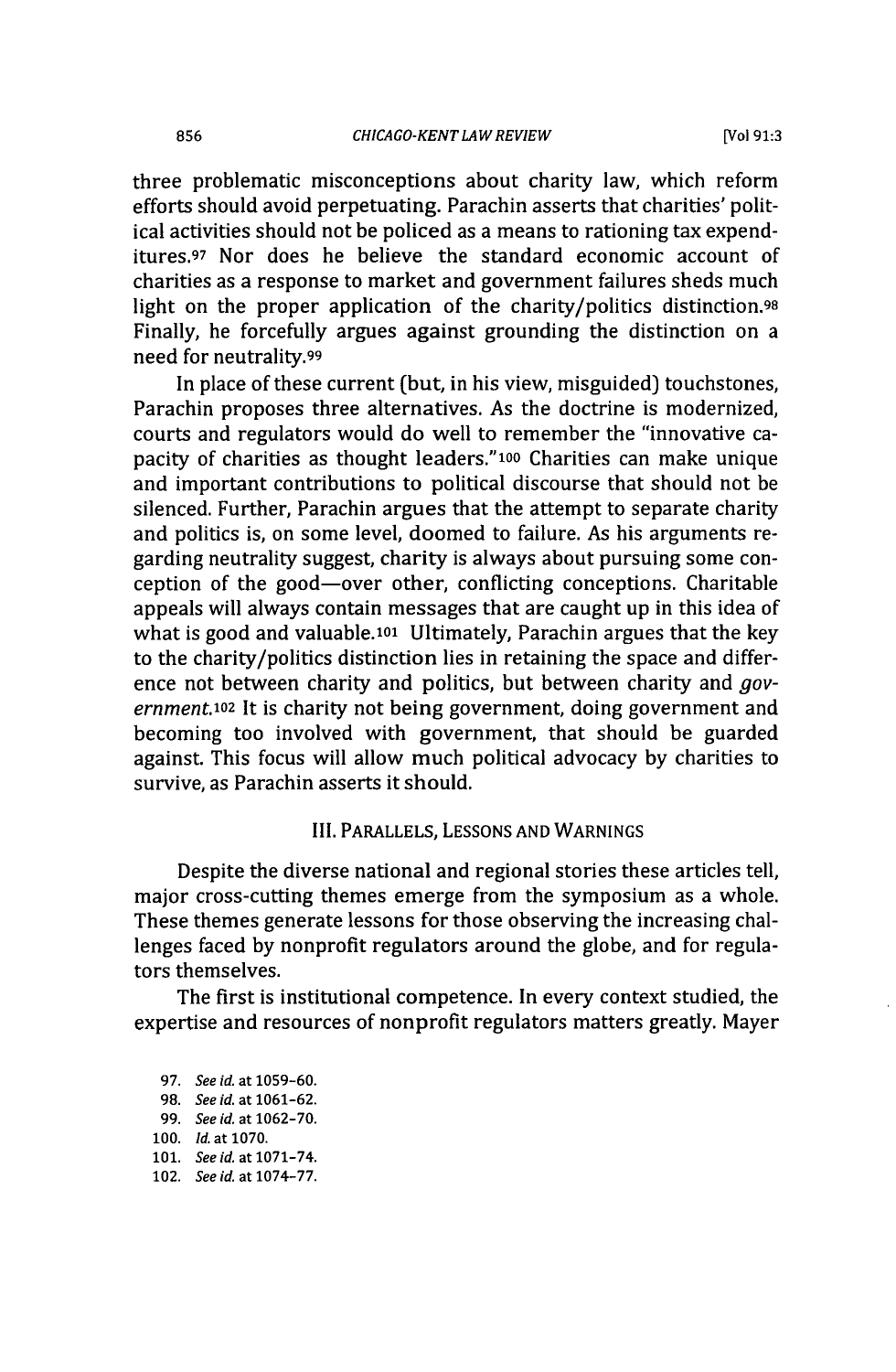three problematic misconceptions about charity law, which reform efforts should avoid perpetuating. Parachin asserts that charities' political activities should not be policed as a means to rationing tax expenditures.[97] Nor does he believe the standard economic account of charities as a response to market and government failures sheds much light on the proper application of the charity/politics distinction.[98] Finally, he forcefully argues against grounding the distinction on a need for neutrality.[99]

In place of these current (but, in his view, misguided) touchstones, Parachin proposes three alternatives. As the doctrine is modernized, courts and regulators would do well to remember the "innovative capacity of charities as thought leaders."[100] Charities can make unique and important contributions to political discourse that should not be silenced. Further, Parachin argues that the attempt to separate charity and politics is, on some level, doomed to failure. As his arguments regarding neutrality suggest, charity is always about pursuing some conception of the good—over other, conflicting conceptions. Charitable appeals will always contain messages that are caught up in this idea of what is good and valuable.[101] Ultimately, Parachin argues that the key to the charity/politics distinction lies in retaining the space and difference not between charity and politics, but between charity and *government*.[102] It is charity not being government, doing government and becoming too involved with government, that should be guarded against. This focus will allow much political advocacy by charities to survive, as Parachin asserts it should.

## III. PARALLELS, LESSONS AND WARNINGS

Despite the diverse national and regional stories these articles tell, major cross-cutting themes emerge from the symposium as a whole. These themes generate lessons for those observing the increasing challenges faced by nonprofit regulators around the globe, and for regulators themselves.

The first is institutional competence. In every context studied, the expertise and resources of nonprofit regulators matters greatly. Mayer

97. *See id.* at 1059–60.
98. *See id.* at 1061–62.
99. *See id.* at 1062–70.
100. *Id.* at 1070.
101. *See id.* at 1071–74.
102. *See id.* at 1074–77.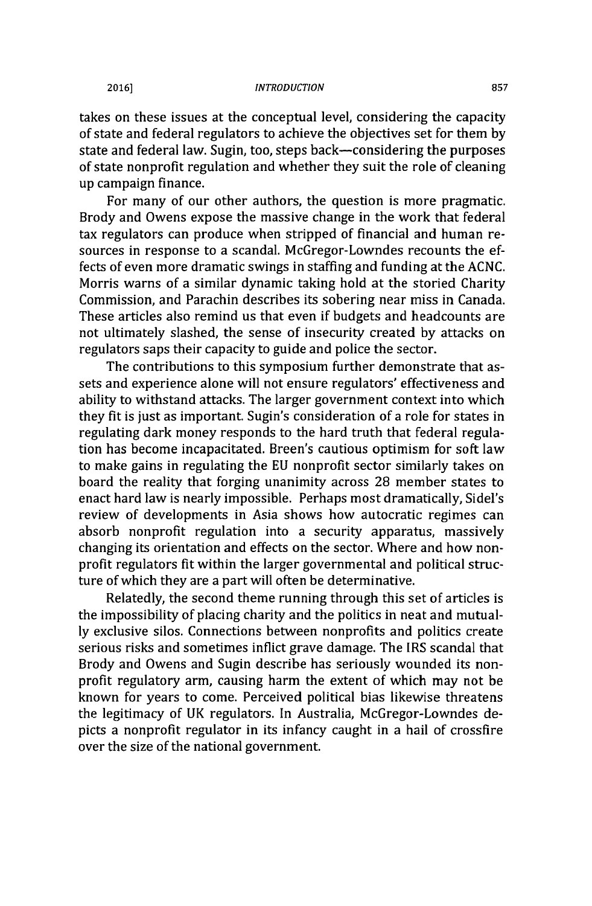takes on these issues at the conceptual level, considering the capacity of state and federal regulators to achieve the objectives set for them by state and federal law. Sugin, too, steps back—considering the purposes of state nonprofit regulation and whether they suit the role of cleaning up campaign finance.

For many of our other authors, the question is more pragmatic. Brody and Owens expose the massive change in the work that federal tax regulators can produce when stripped of financial and human resources in response to a scandal. McGregor-Lowndes recounts the effects of even more dramatic swings in staffing and funding at the ACNC. Morris warns of a similar dynamic taking hold at the storied Charity Commission, and Parachin describes its sobering near miss in Canada. These articles also remind us that even if budgets and headcounts are not ultimately slashed, the sense of insecurity created by attacks on regulators saps their capacity to guide and police the sector.

The contributions to this symposium further demonstrate that assets and experience alone will not ensure regulators' effectiveness and ability to withstand attacks. The larger government context into which they fit is just as important. Sugin's consideration of a role for states in regulating dark money responds to the hard truth that federal regulation has become incapacitated. Breen's cautious optimism for soft law to make gains in regulating the EU nonprofit sector similarly takes on board the reality that forging unanimity across 28 member states to enact hard law is nearly impossible. Perhaps most dramatically, Sidel's review of developments in Asia shows how autocratic regimes can absorb nonprofit regulation into a security apparatus, massively changing its orientation and effects on the sector. Where and how nonprofit regulators fit within the larger governmental and political structure of which they are a part will often be determinative.

Relatedly, the second theme running through this set of articles is the impossibility of placing charity and the politics in neat and mutually exclusive silos. Connections between nonprofits and politics create serious risks and sometimes inflict grave damage. The IRS scandal that Brody and Owens and Sugin describe has seriously wounded its nonprofit regulatory arm, causing harm the extent of which may not be known for years to come. Perceived political bias likewise threatens the legitimacy of UK regulators. In Australia, McGregor-Lowndes depicts a nonprofit regulator in its infancy caught in a hail of crossfire over the size of the national government.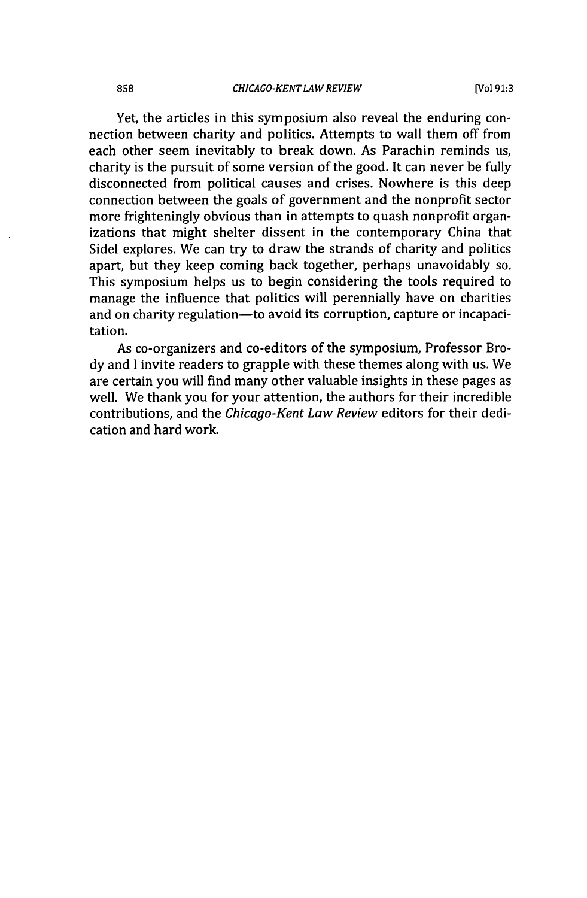Yet, the articles in this symposium also reveal the enduring connection between charity and politics. Attempts to wall them off from each other seem inevitably to break down. As Parachin reminds us, charity is the pursuit of some version of the good. It can never be fully disconnected from political causes and crises. Nowhere is this deep connection between the goals of government and the nonprofit sector more frighteningly obvious than in attempts to quash nonprofit organizations that might shelter dissent in the contemporary China that Sidel explores. We can try to draw the strands of charity and politics apart, but they keep coming back together, perhaps unavoidably so. This symposium helps us to begin considering the tools required to manage the influence that politics will perennially have on charities and on charity regulation—to avoid its corruption, capture or incapacitation.

As co-organizers and co-editors of the symposium, Professor Brody and I invite readers to grapple with these themes along with us. We are certain you will find many other valuable insights in these pages as well. We thank you for your attention, the authors for their incredible contributions, and the *Chicago-Kent Law Review* editors for their dedication and hard work.